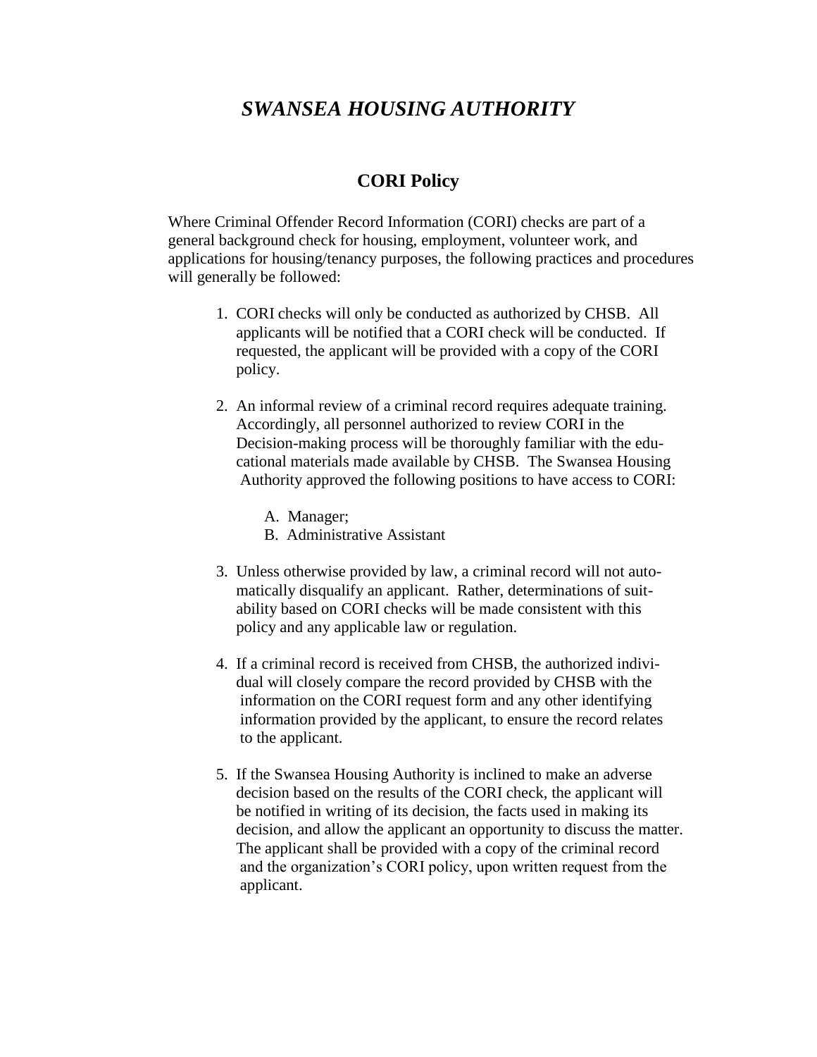# *SWANSEA HOUSING AUTHORITY*

## CORI Policy

Where Criminal Offender Record Information (CORI) checks are part of a general background check for housing, employment, volunteer work, and applications for housing/tenancy purposes, the following practices and procedures will generally be followed:

1. CORI checks will only be conducted as authorized by CHSB. All applicants will be notified that a CORI check will be conducted. If requested, the applicant will be provided with a copy of the CORI policy.

2. An informal review of a criminal record requires adequate training. Accordingly, all personnel authorized to review CORI in the Decision-making process will be thoroughly familiar with the educational materials made available by CHSB. The Swansea Housing Authority approved the following positions to have access to CORI:

   A. Manager;
   B. Administrative Assistant

3. Unless otherwise provided by law, a criminal record will not automatically disqualify an applicant. Rather, determinations of suitability based on CORI checks will be made consistent with this policy and any applicable law or regulation.

4. If a criminal record is received from CHSB, the authorized individual will closely compare the record provided by CHSB with the information on the CORI request form and any other identifying information provided by the applicant, to ensure the record relates to the applicant.

5. If the Swansea Housing Authority is inclined to make an adverse decision based on the results of the CORI check, the applicant will be notified in writing of its decision, the facts used in making its decision, and allow the applicant an opportunity to discuss the matter. The applicant shall be provided with a copy of the criminal record and the organization's CORI policy, upon written request from the applicant.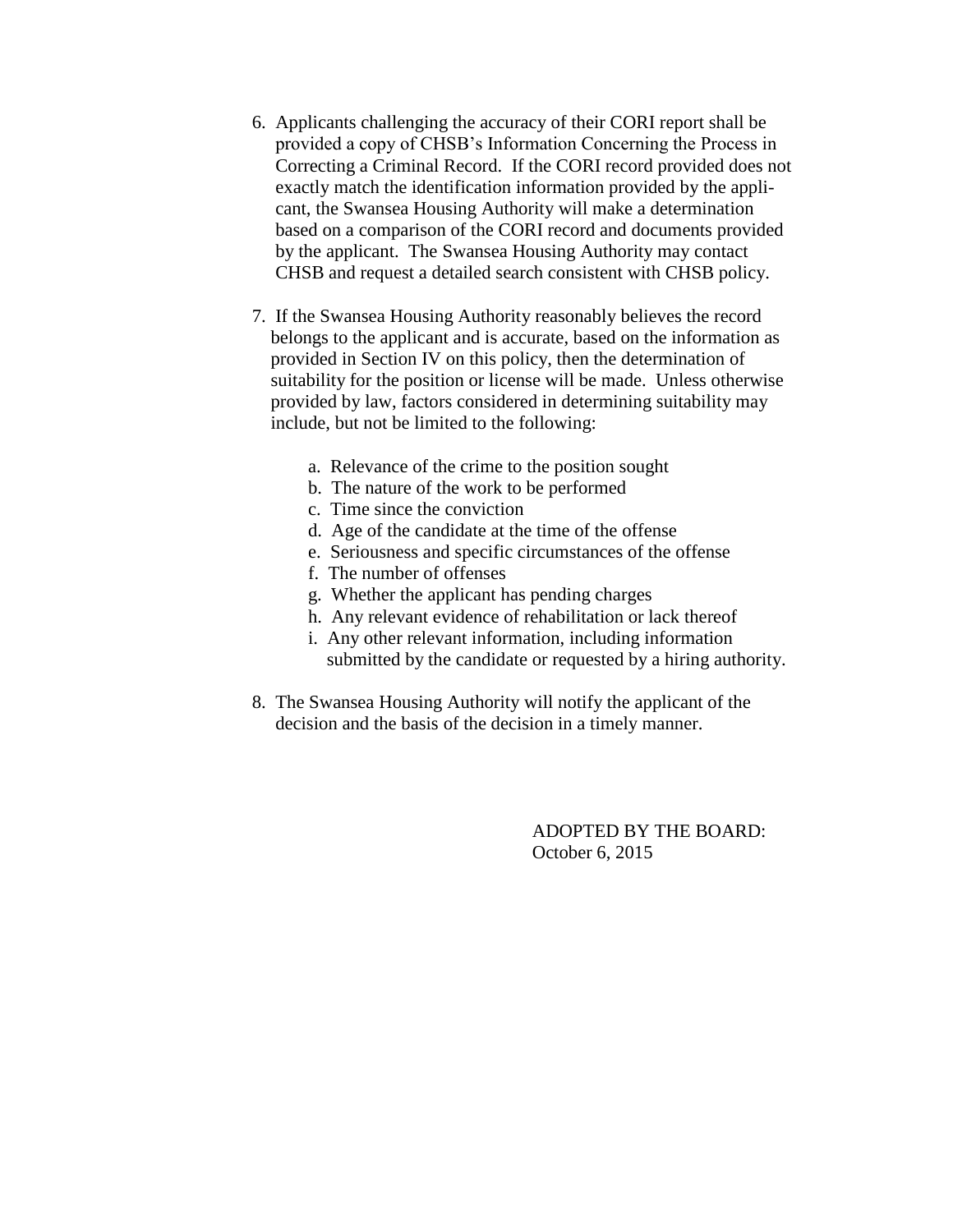6. Applicants challenging the accuracy of their CORI report shall be provided a copy of CHSB's Information Concerning the Process in Correcting a Criminal Record. If the CORI record provided does not exactly match the identification information provided by the applicant, the Swansea Housing Authority will make a determination based on a comparison of the CORI record and documents provided by the applicant. The Swansea Housing Authority may contact CHSB and request a detailed search consistent with CHSB policy.

7. If the Swansea Housing Authority reasonably believes the record belongs to the applicant and is accurate, based on the information as provided in Section IV on this policy, then the determination of suitability for the position or license will be made. Unless otherwise provided by law, factors considered in determining suitability may include, but not be limited to the following:

   a. Relevance of the crime to the position sought
   b. The nature of the work to be performed
   c. Time since the conviction
   d. Age of the candidate at the time of the offense
   e. Seriousness and specific circumstances of the offense
   f. The number of offenses
   g. Whether the applicant has pending charges
   h. Any relevant evidence of rehabilitation or lack thereof
   i. Any other relevant information, including information submitted by the candidate or requested by a hiring authority.

8. The Swansea Housing Authority will notify the applicant of the decision and the basis of the decision in a timely manner.

ADOPTED BY THE BOARD:
October 6, 2015